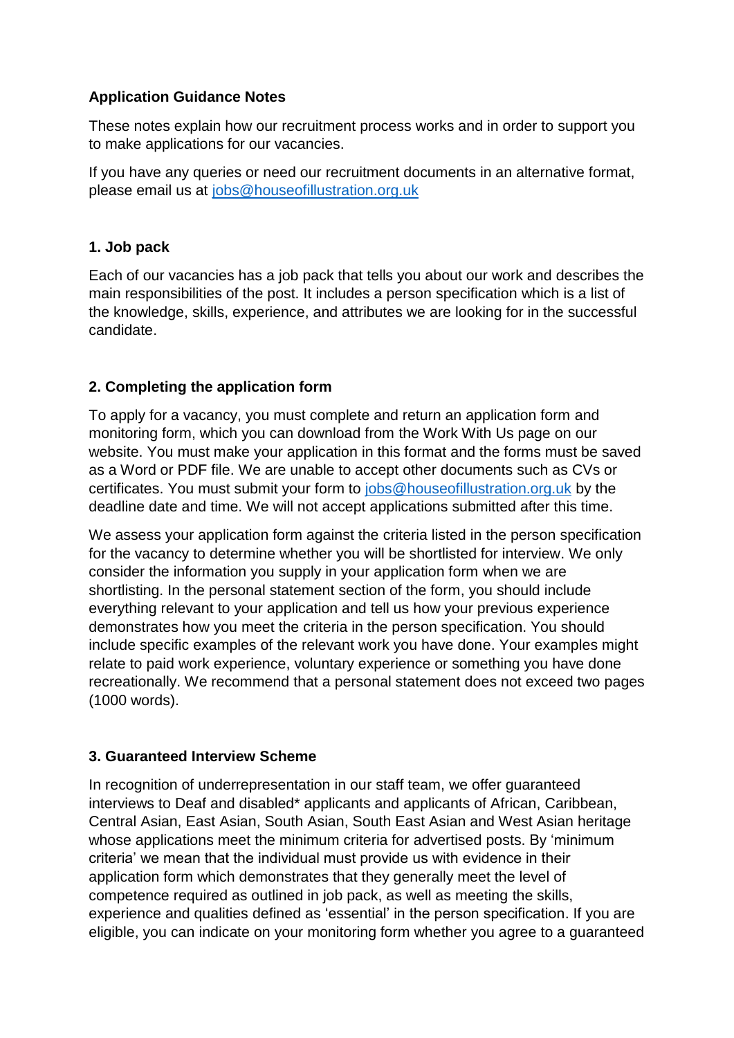**Application Guidance Notes**

These notes explain how our recruitment process works and in order to support you to make applications for our vacancies.

If you have any queries or need our recruitment documents in an alternative format, please email us at jobs@houseofillustration.org.uk

**1. Job pack**

Each of our vacancies has a job pack that tells you about our work and describes the main responsibilities of the post. It includes a person specification which is a list of the knowledge, skills, experience, and attributes we are looking for in the successful candidate.

**2. Completing the application form**

To apply for a vacancy, you must complete and return an application form and monitoring form, which you can download from the Work With Us page on our website. You must make your application in this format and the forms must be saved as a Word or PDF file. We are unable to accept other documents such as CVs or certificates. You must submit your form to jobs@houseofillustration.org.uk by the deadline date and time. We will not accept applications submitted after this time.

We assess your application form against the criteria listed in the person specification for the vacancy to determine whether you will be shortlisted for interview. We only consider the information you supply in your application form when we are shortlisting. In the personal statement section of the form, you should include everything relevant to your application and tell us how your previous experience demonstrates how you meet the criteria in the person specification. You should include specific examples of the relevant work you have done. Your examples might relate to paid work experience, voluntary experience or something you have done recreationally. We recommend that a personal statement does not exceed two pages (1000 words).

**3. Guaranteed Interview Scheme**

In recognition of underrepresentation in our staff team, we offer guaranteed interviews to Deaf and disabled* applicants and applicants of African, Caribbean, Central Asian, East Asian, South Asian, South East Asian and West Asian heritage whose applications meet the minimum criteria for advertised posts. By 'minimum criteria' we mean that the individual must provide us with evidence in their application form which demonstrates that they generally meet the level of competence required as outlined in job pack, as well as meeting the skills, experience and qualities defined as 'essential' in the person specification. If you are eligible, you can indicate on your monitoring form whether you agree to a guaranteed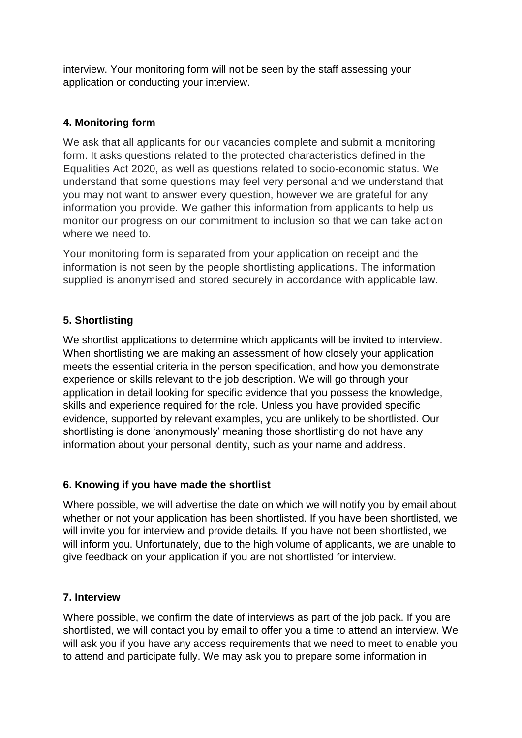interview. Your monitoring form will not be seen by the staff assessing your application or conducting your interview.

### 4. Monitoring form

We ask that all applicants for our vacancies complete and submit a monitoring form. It asks questions related to the protected characteristics defined in the Equalities Act 2020, as well as questions related to socio-economic status. We understand that some questions may feel very personal and we understand that you may not want to answer every question, however we are grateful for any information you provide. We gather this information from applicants to help us monitor our progress on our commitment to inclusion so that we can take action where we need to.

Your monitoring form is separated from your application on receipt and the information is not seen by the people shortlisting applications. The information supplied is anonymised and stored securely in accordance with applicable law.

### 5. Shortlisting

We shortlist applications to determine which applicants will be invited to interview. When shortlisting we are making an assessment of how closely your application meets the essential criteria in the person specification, and how you demonstrate experience or skills relevant to the job description. We will go through your application in detail looking for specific evidence that you possess the knowledge, skills and experience required for the role. Unless you have provided specific evidence, supported by relevant examples, you are unlikely to be shortlisted. Our shortlisting is done 'anonymously' meaning those shortlisting do not have any information about your personal identity, such as your name and address.

### 6. Knowing if you have made the shortlist

Where possible, we will advertise the date on which we will notify you by email about whether or not your application has been shortlisted. If you have been shortlisted, we will invite you for interview and provide details. If you have not been shortlisted, we will inform you. Unfortunately, due to the high volume of applicants, we are unable to give feedback on your application if you are not shortlisted for interview.

### 7. Interview

Where possible, we confirm the date of interviews as part of the job pack. If you are shortlisted, we will contact you by email to offer you a time to attend an interview. We will ask you if you have any access requirements that we need to meet to enable you to attend and participate fully. We may ask you to prepare some information in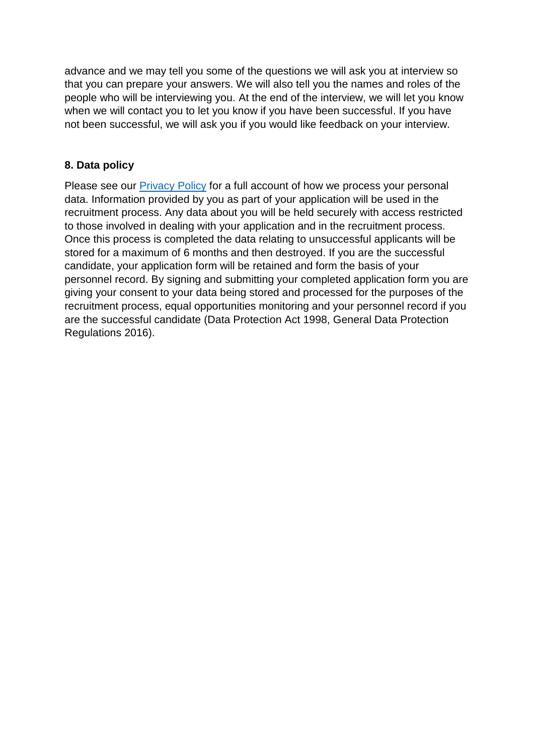advance and we may tell you some of the questions we will ask you at interview so that you can prepare your answers. We will also tell you the names and roles of the people who will be interviewing you. At the end of the interview, we will let you know when we will contact you to let you know if you have been successful. If you have not been successful, we will ask you if you would like feedback on your interview.

### 8. Data policy

Please see our Privacy Policy for a full account of how we process your personal data. Information provided by you as part of your application will be used in the recruitment process. Any data about you will be held securely with access restricted to those involved in dealing with your application and in the recruitment process. Once this process is completed the data relating to unsuccessful applicants will be stored for a maximum of 6 months and then destroyed. If you are the successful candidate, your application form will be retained and form the basis of your personnel record. By signing and submitting your completed application form you are giving your consent to your data being stored and processed for the purposes of the recruitment process, equal opportunities monitoring and your personnel record if you are the successful candidate (Data Protection Act 1998, General Data Protection Regulations 2016).